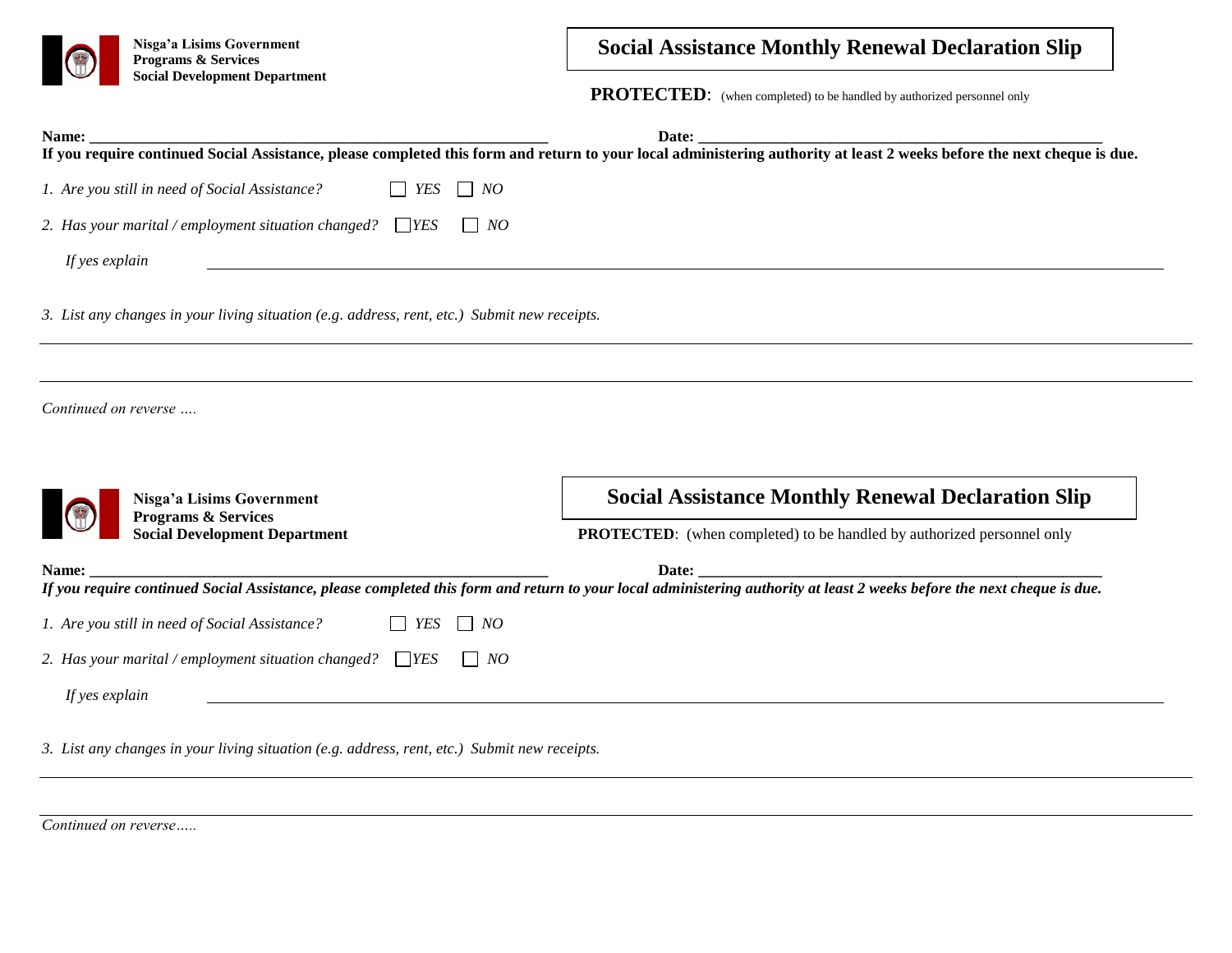**Nisga'a Lisims Government**
**Programs & Services**
**Social Development Department**

# Social Assistance Monthly Renewal Declaration Slip

**PROTECTED**: (when completed) to be handled by authorized personnel only

**Name:** ____________________________________________ **Date:** ____________________________________________

**If you require continued Social Assistance, please completed this form and return to your local administering authority at least 2 weeks before the next cheque is due.**

*1. Are you still in need of Social Assistance?* ☐ *YES* ☐ *NO*

*2. Has your marital / employment situation changed?* ☐ *YES* ☐ *NO*

*If yes explain* ______________________________________________________________________

*3. List any changes in your living situation (e.g. address, rent, etc.) Submit new receipts.*

______________________________________________________________________

______________________________________________________________________

*Continued on reverse ….*

---

**Nisga'a Lisims Government**
**Programs & Services**
**Social Development Department**

# Social Assistance Monthly Renewal Declaration Slip

**PROTECTED**: (when completed) to be handled by authorized personnel only

**Name:** ____________________________________________ **Date:** ____________________________________________

***If you require continued Social Assistance, please completed this form and return to your local administering authority at least 2 weeks before the next cheque is due.***

*1. Are you still in need of Social Assistance?* ☐ *YES* ☐ *NO*

*2. Has your marital / employment situation changed?* ☐ *YES* ☐ *NO*

*If yes explain* ______________________________________________________________________

*3. List any changes in your living situation (e.g. address, rent, etc.) Submit new receipts.*

______________________________________________________________________

______________________________________________________________________

*Continued on reverse…..*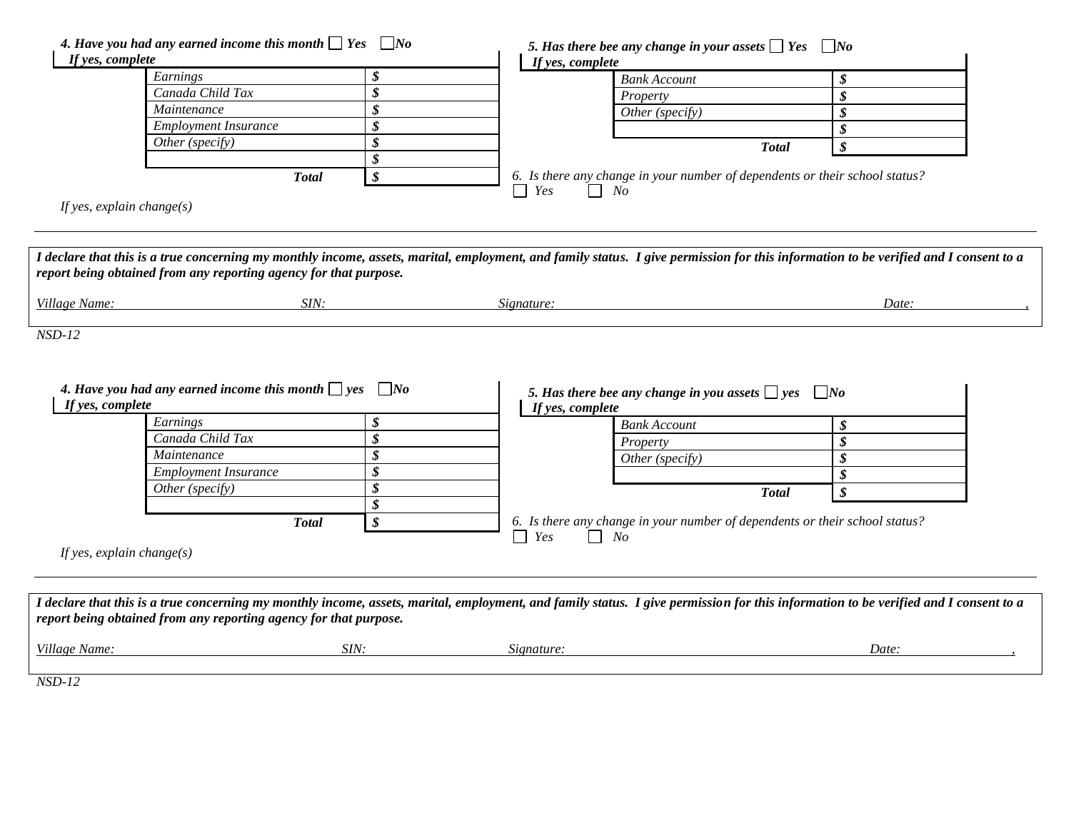***4. Have you had any earned income this month*** ☐ ***Yes*** ☐ ***No***

***If yes, complete***

| | |
|---|---|
| *Earnings* | **$** |
| *Canada Child Tax* | **$** |
| *Maintenance* | **$** |
| *Employment Insurance* | **$** |
| *Other (specify)* | **$** |
| | **$** |
| ***Total*** | **$** |

*If yes, explain change(s)*

***5. Has there bee any change in your assets*** ☐ ***Yes*** ☐ ***No***

***If yes, complete***

| | |
|---|---|
| *Bank Account* | **$** |
| *Property* | **$** |
| *Other (specify)* | **$** |
| | **$** |
| ***Total*** | **$** |

*6. Is there any change in your number of dependents or their school status?*

☐ *Yes* ☐ *No*

---

***I declare that this is a true concerning my monthly income, assets, marital, employment, and family status. I give permission for this information to be verified and I consent to a report being obtained from any reporting agency for that purpose.***

*Village Name:* \_\_\_\_\_\_\_\_\_\_\_\_\_\_\_\_ *SIN:* \_\_\_\_\_\_\_\_\_\_\_\_\_\_\_\_ *Signature:* \_\_\_\_\_\_\_\_\_\_\_\_\_\_\_\_\_\_\_\_\_\_\_\_\_\_\_\_ *Date:* \_\_\_\_\_\_\_\_\_\_,

*NSD-12*

***4. Have you had any earned income this month*** ☐ ***yes*** ☐ ***No***

***If yes, complete***

| | |
|---|---|
| *Earnings* | **$** |
| *Canada Child Tax* | **$** |
| *Maintenance* | **$** |
| *Employment Insurance* | **$** |
| *Other (specify)* | **$** |
| | **$** |
| ***Total*** | **$** |

*If yes, explain change(s)*

***5. Has there bee any change in you assets*** ☐ ***yes*** ☐ ***No***

***If yes, complete***

| | |
|---|---|
| *Bank Account* | **$** |
| *Property* | **$** |
| *Other (specify)* | **$** |
| | **$** |
| ***Total*** | **$** |

*6. Is there any change in your number of dependents or their school status?*

☐ *Yes* ☐ *No*

---

***I declare that this is a true concerning my monthly income, assets, marital, employment, and family status. I give permission for this information to be verified and I consent to a report being obtained from any reporting agency for that purpose.***

*Village Name:* \_\_\_\_\_\_\_\_\_\_\_\_\_\_\_\_ *SIN:* \_\_\_\_\_\_\_\_\_\_\_\_\_\_\_\_ *Signature:* \_\_\_\_\_\_\_\_\_\_\_\_\_\_\_\_\_\_\_\_\_\_\_\_\_\_\_\_ *Date:* \_\_\_\_\_\_\_\_\_\_,

*NSD-12*